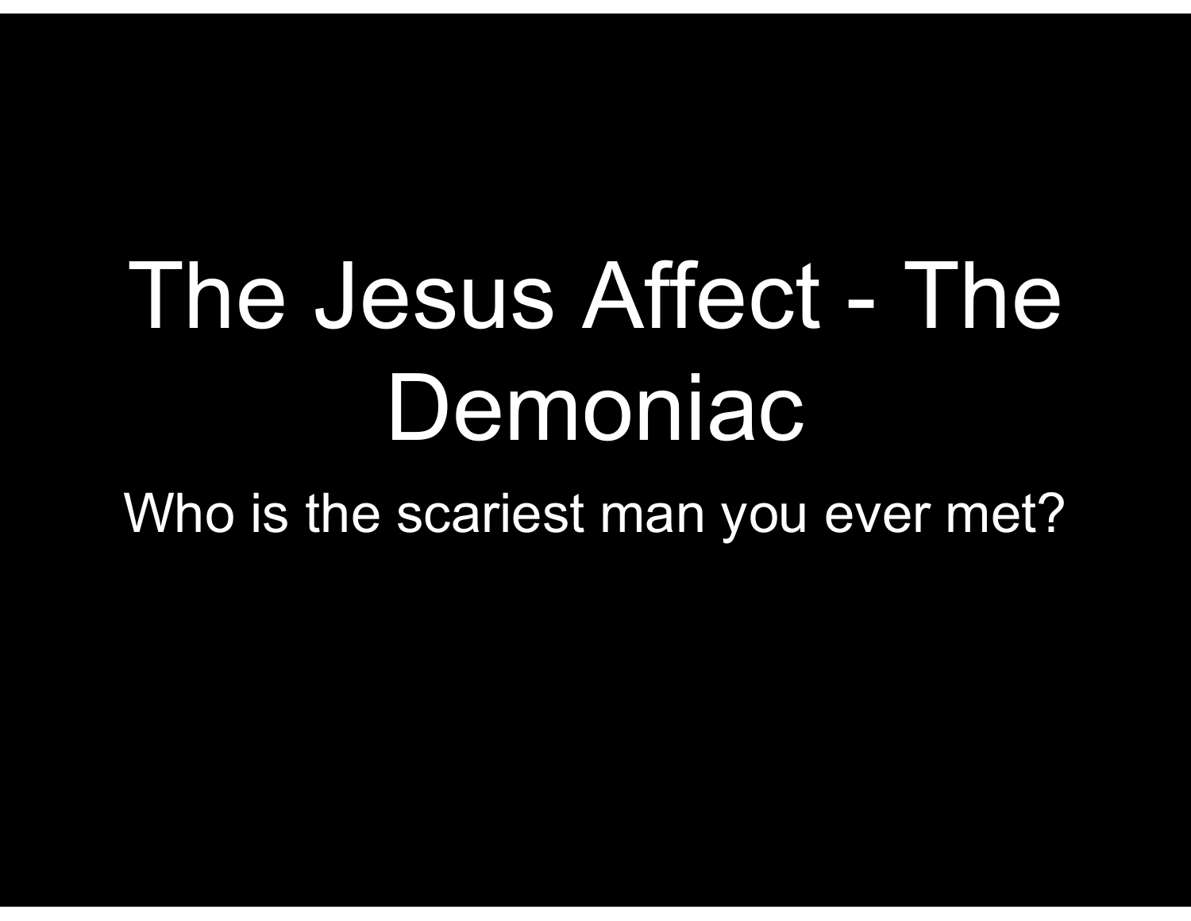# The Jesus Affect - The Demoniac

Who is the scariest man you ever met?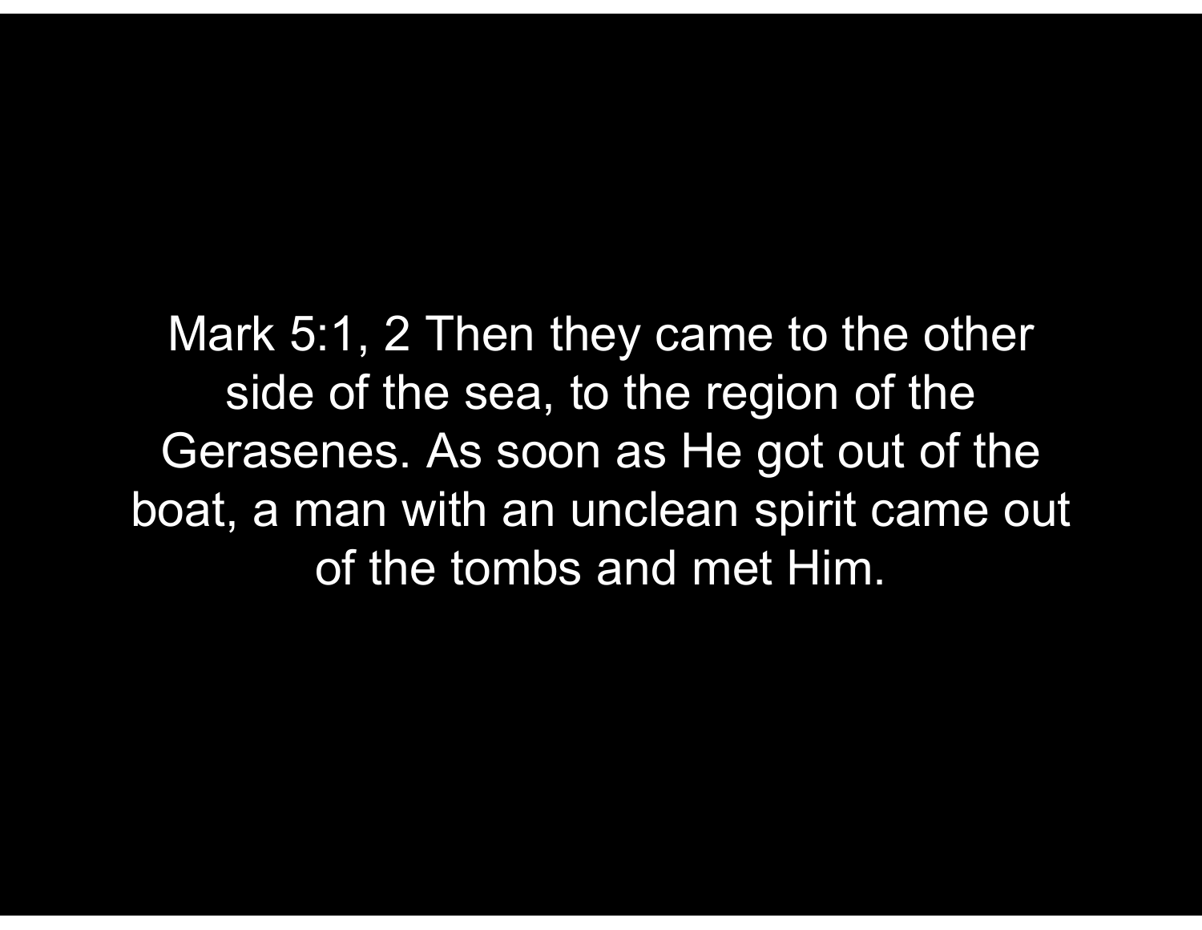Mark 5:1, 2 Then they came to the other side of the sea, to the region of the Gerasenes. As soon as He got out of the boat, a man with an unclean spirit came out of the tombs and met Him.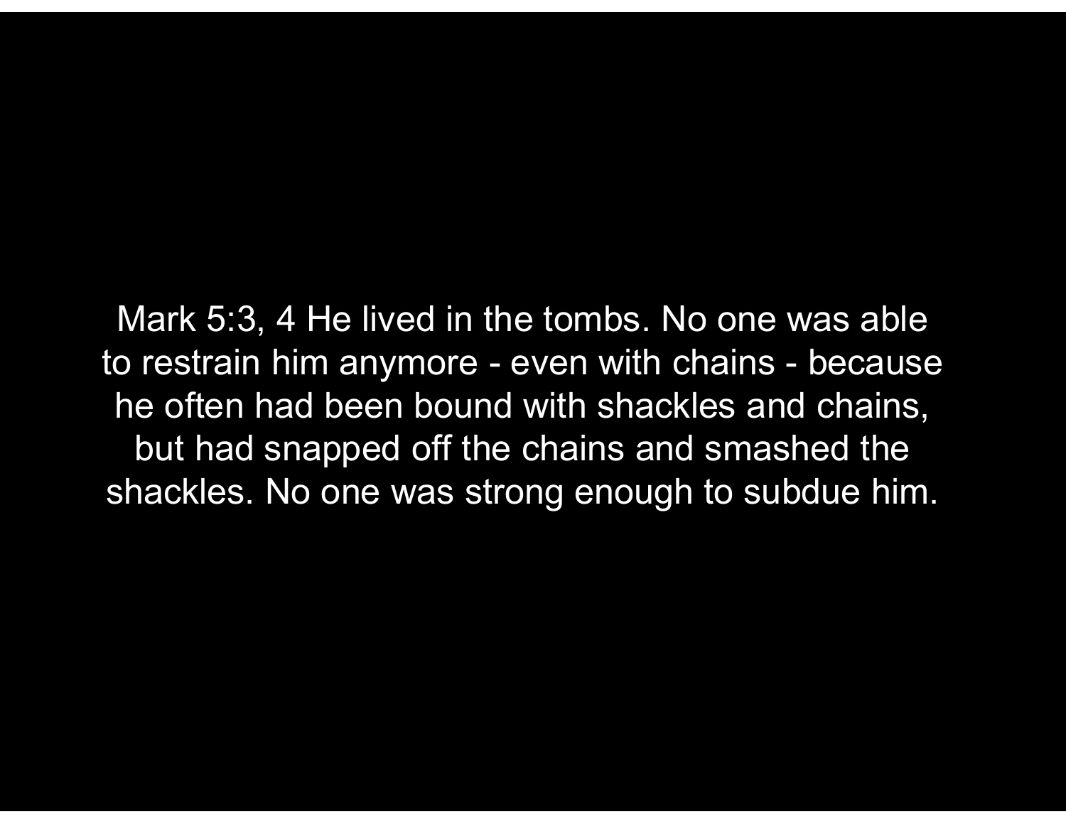Mark 5:3, 4 He lived in the tombs. No one was able to restrain him anymore - even with chains - because he often had been bound with shackles and chains, but had snapped off the chains and smashed the shackles. No one was strong enough to subdue him.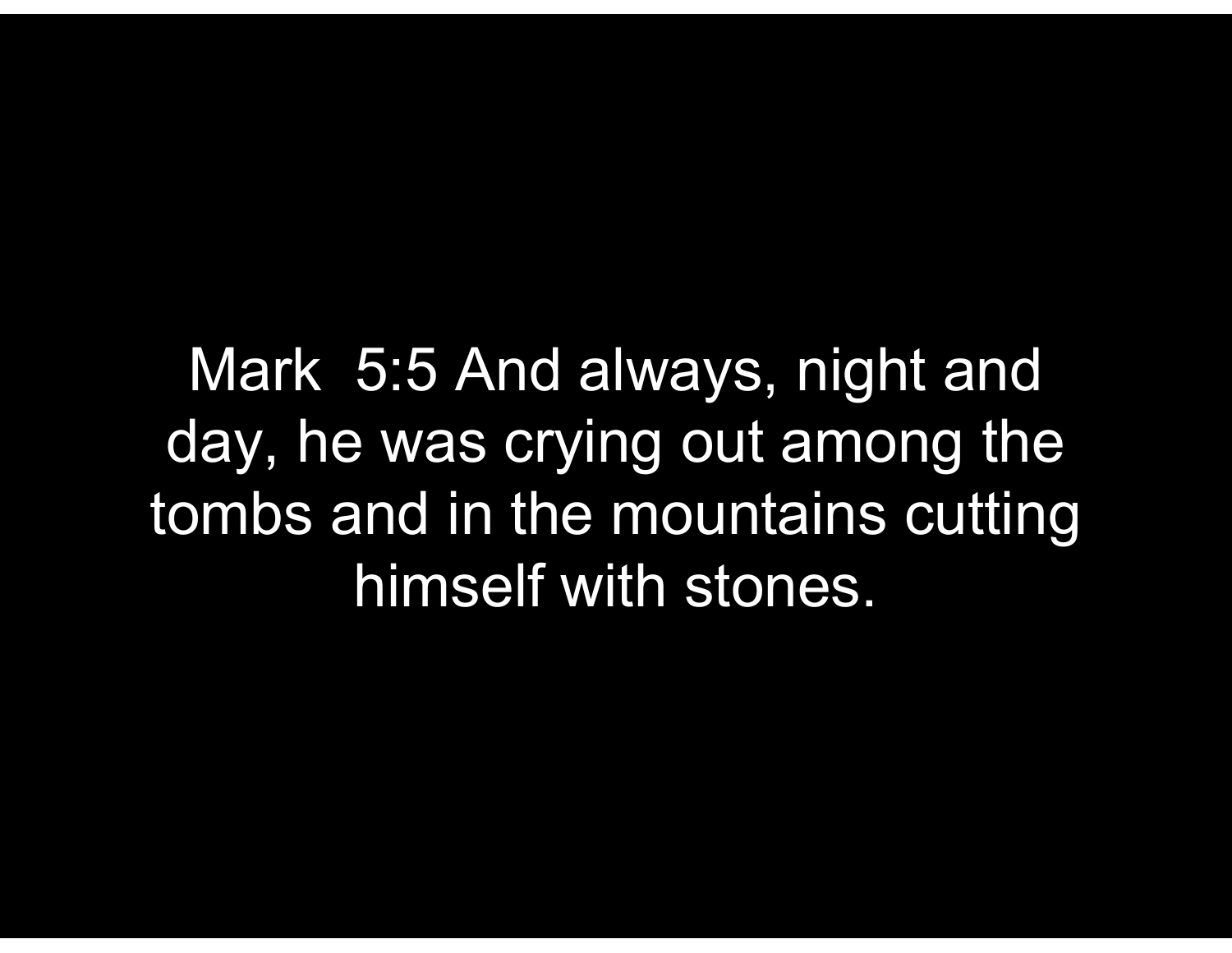Mark  5:5 And always, night and day, he was crying out among the tombs and in the mountains cutting himself with stones.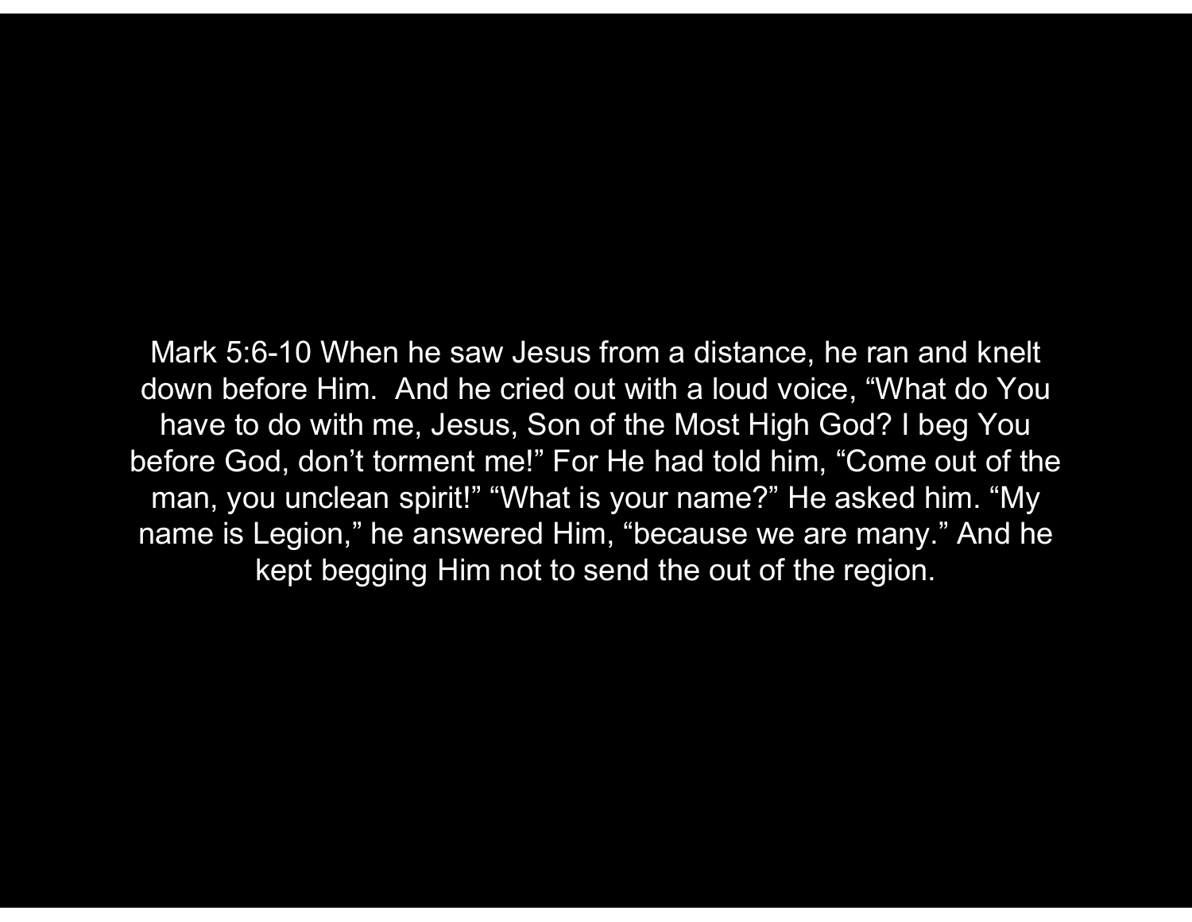Mark 5:6-10 When he saw Jesus from a distance, he ran and knelt down before Him. And he cried out with a loud voice, “What do You have to do with me, Jesus, Son of the Most High God? I beg You before God, don’t torment me!” For He had told him, “Come out of the man, you unclean spirit!” “What is your name?” He asked him. “My name is Legion,” he answered Him, “because we are many.” And he kept begging Him not to send the out of the region.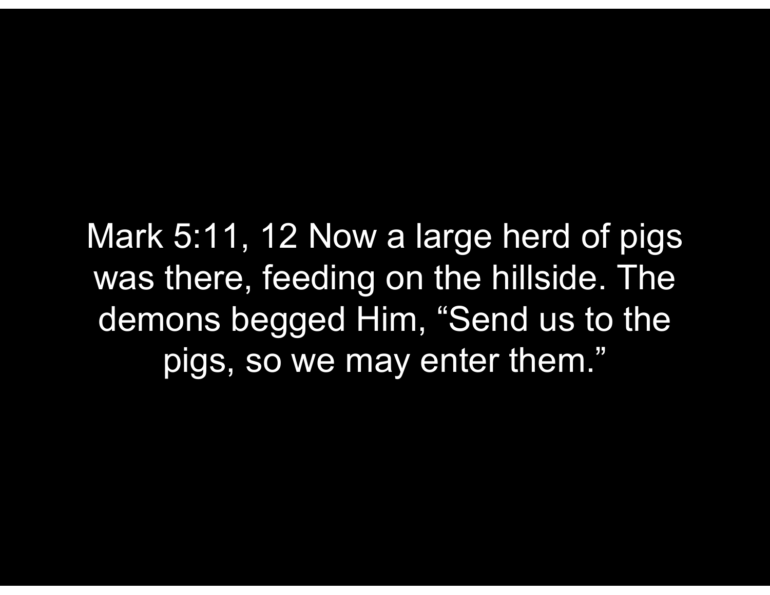Mark 5:11, 12 Now a large herd of pigs was there, feeding on the hillside. The demons begged Him, “Send us to the pigs, so we may enter them.”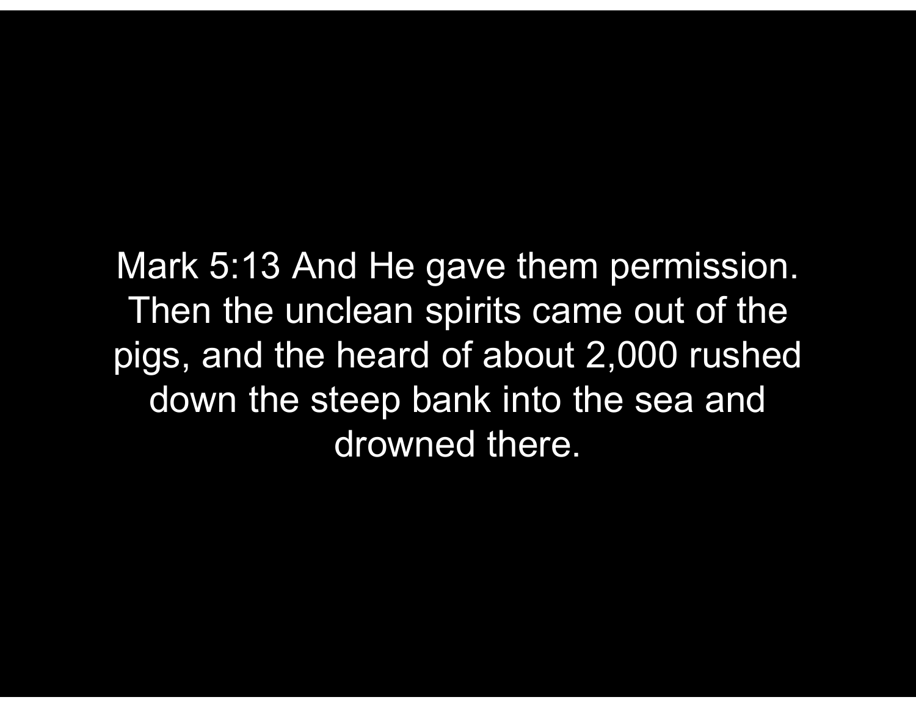Mark 5:13 And He gave them permission. Then the unclean spirits came out of the pigs, and the heard of about 2,000 rushed down the steep bank into the sea and drowned there.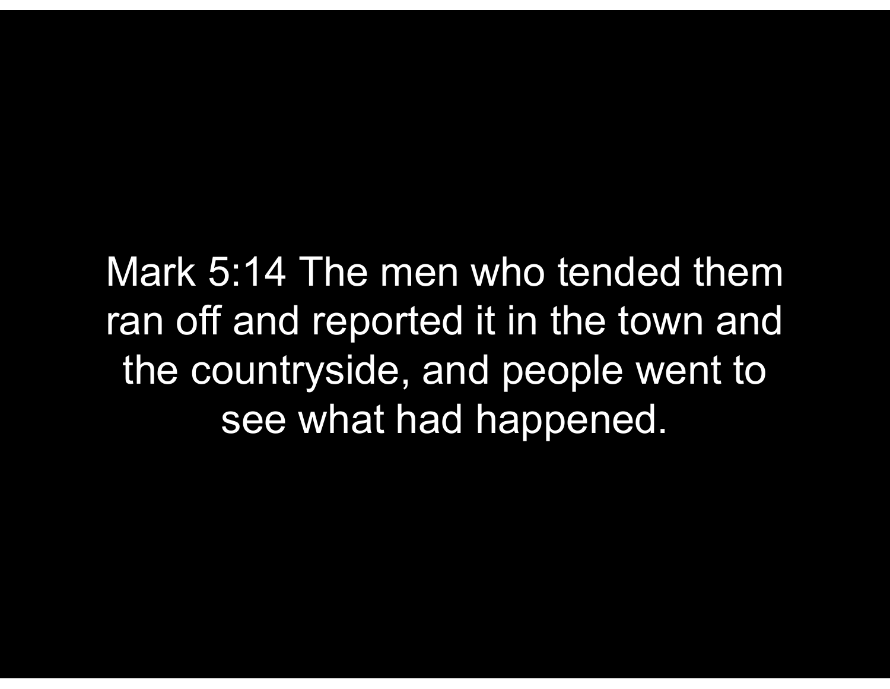Mark 5:14 The men who tended them ran off and reported it in the town and the countryside, and people went to see what had happened.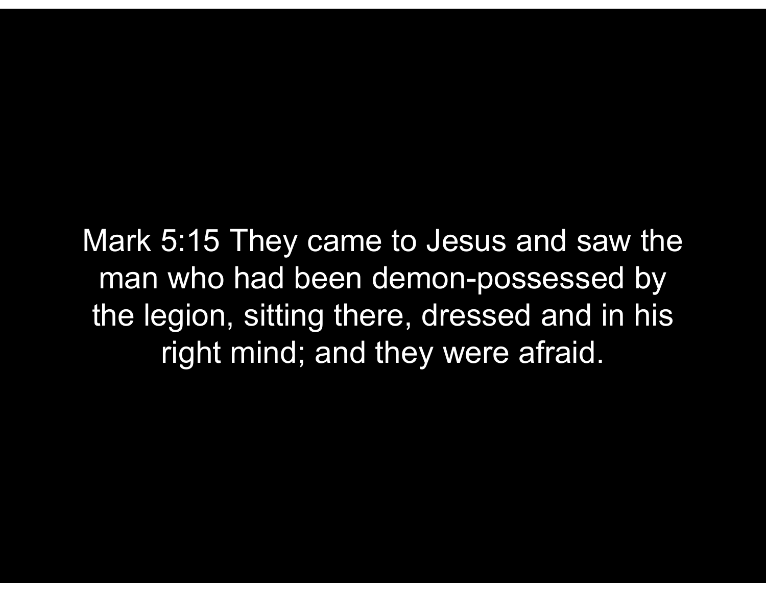Mark 5:15 They came to Jesus and saw the man who had been demon-possessed by the legion, sitting there, dressed and in his right mind; and they were afraid.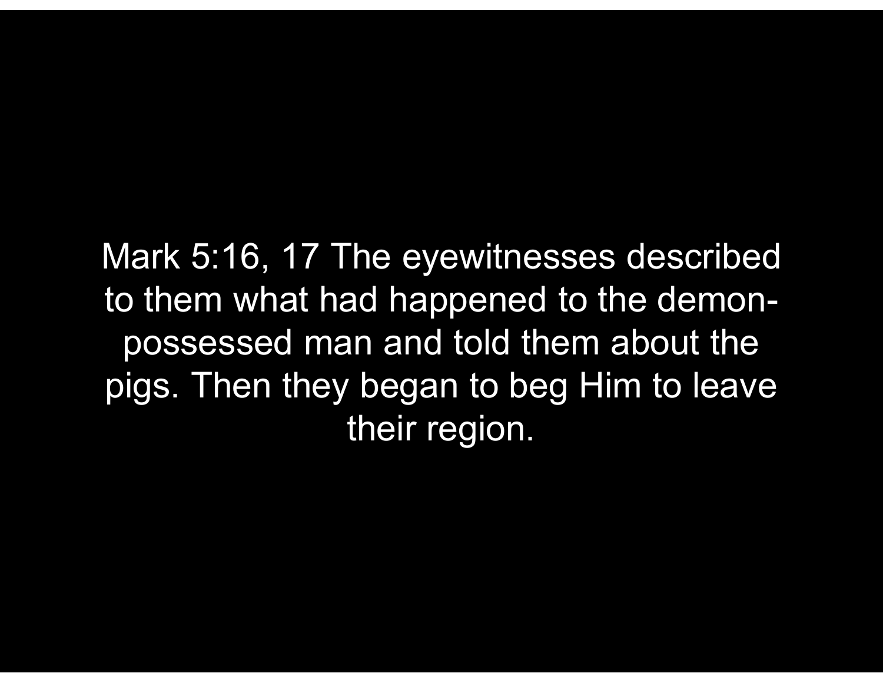Mark 5:16, 17 The eyewitnesses described to them what had happened to the demon-possessed man and told them about the pigs. Then they began to beg Him to leave their region.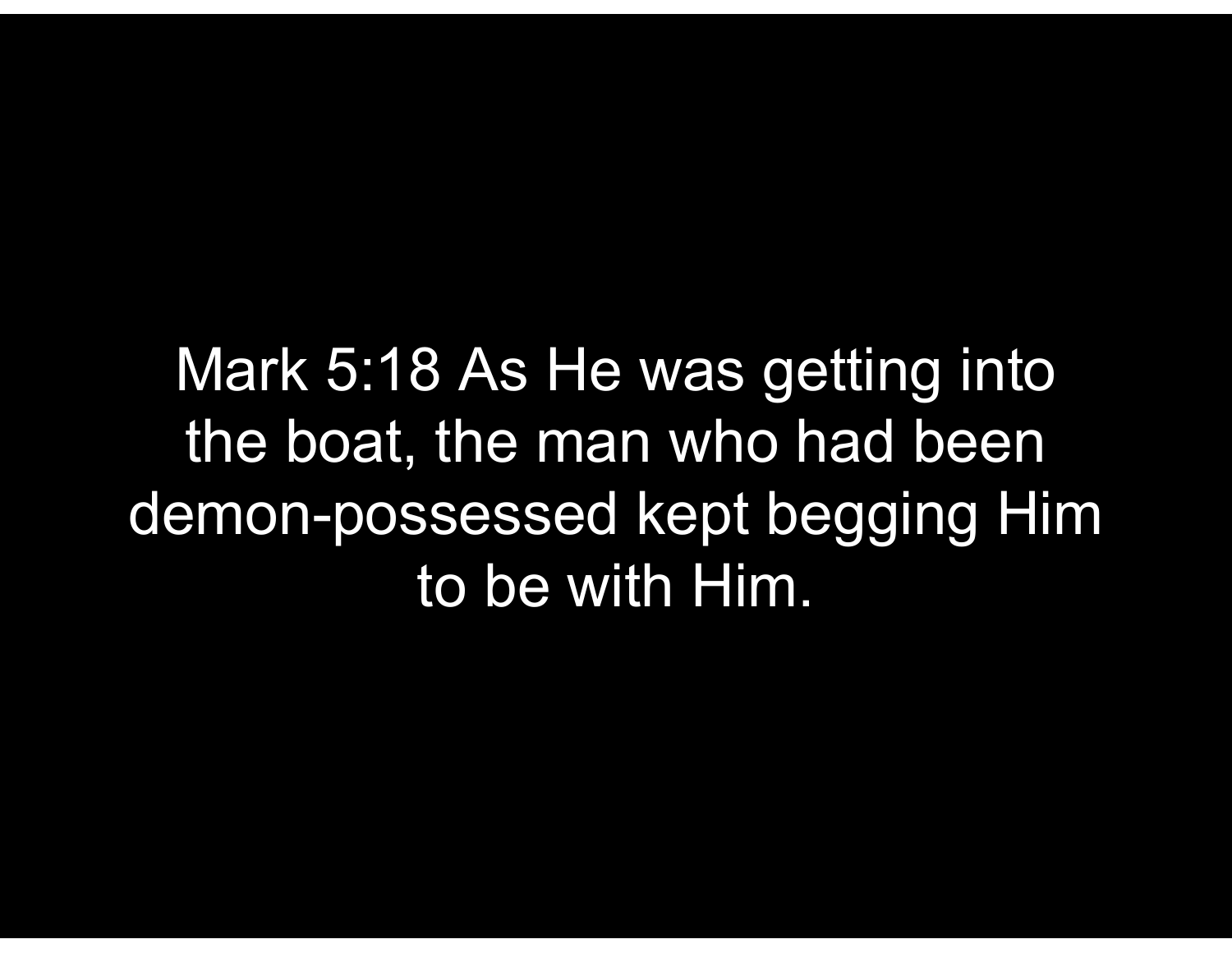Mark 5:18 As He was getting into the boat, the man who had been demon-possessed kept begging Him to be with Him.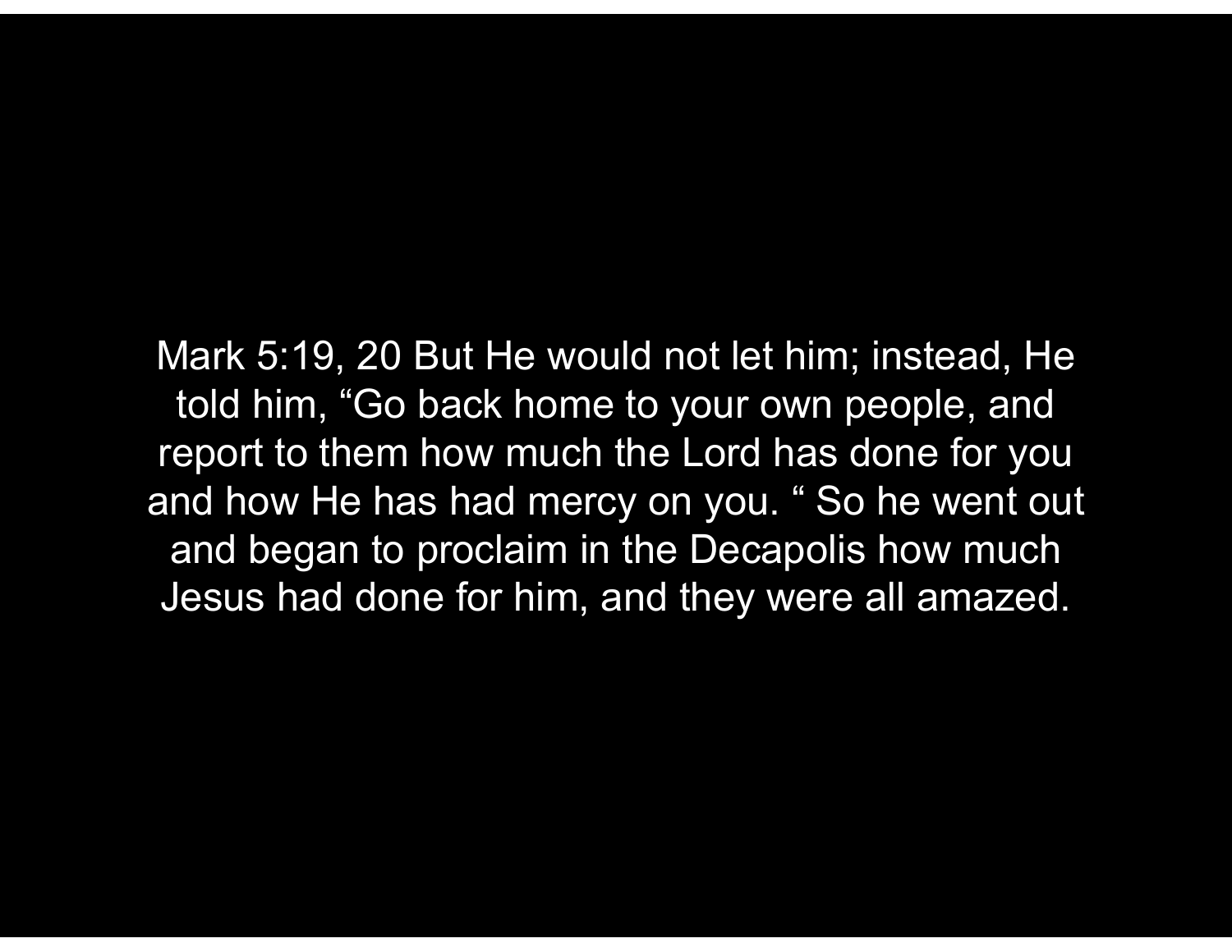Mark 5:19, 20 But He would not let him; instead, He told him, “Go back home to your own people, and report to them how much the Lord has done for you and how He has had mercy on you. “ So he went out and began to proclaim in the Decapolis how much Jesus had done for him, and they were all amazed.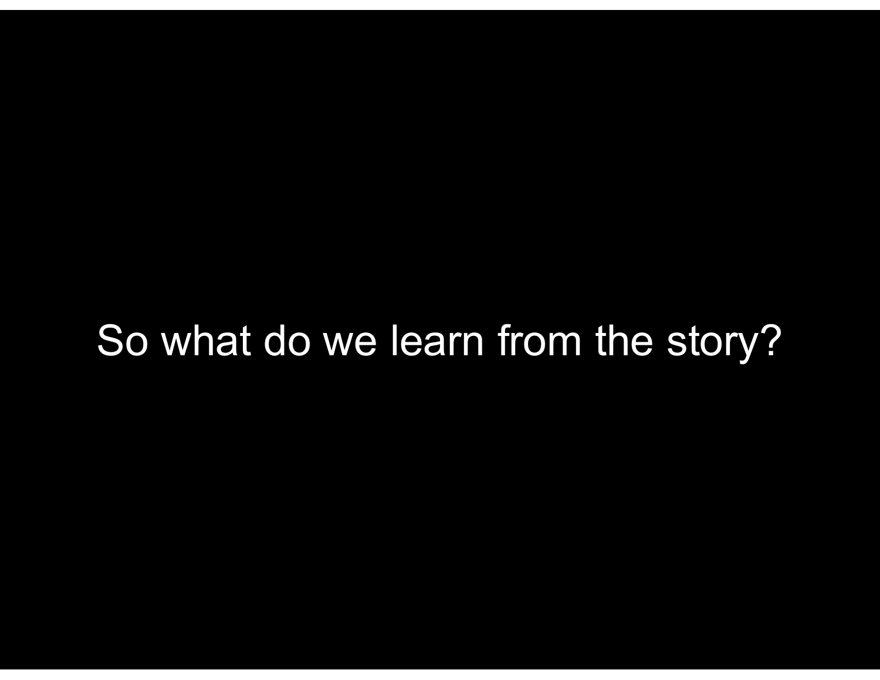So what do we learn from the story?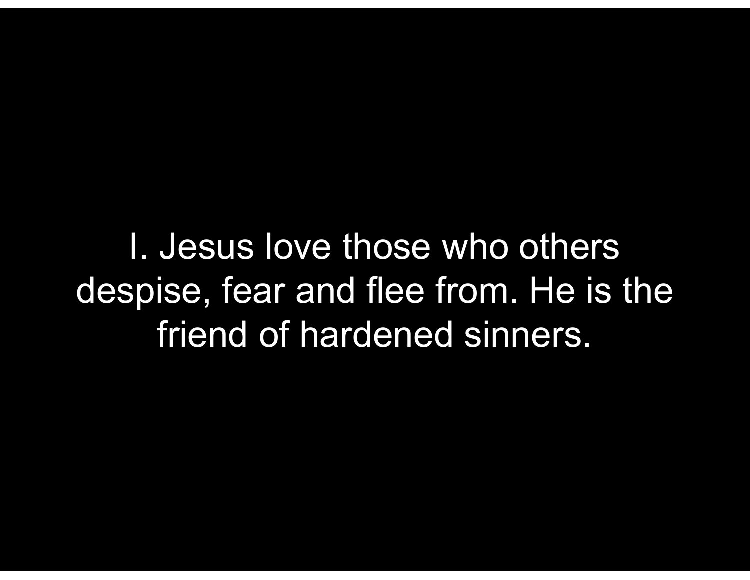I. Jesus love those who others despise, fear and flee from. He is the friend of hardened sinners.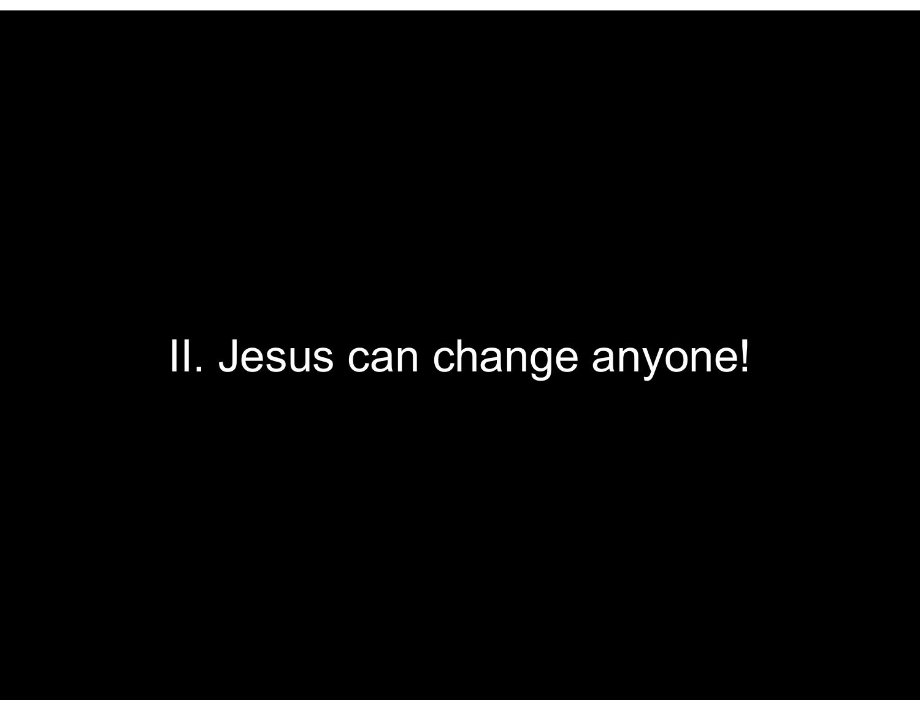II. Jesus can change anyone!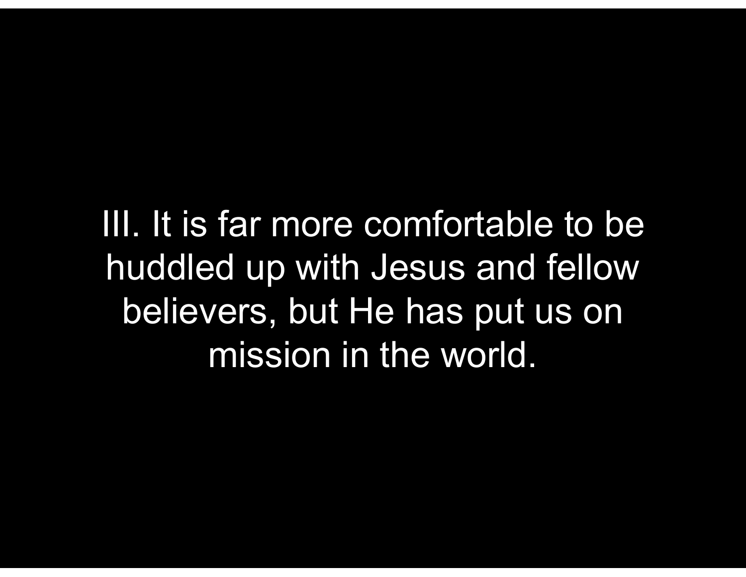III. It is far more comfortable to be huddled up with Jesus and fellow believers, but He has put us on mission in the world.